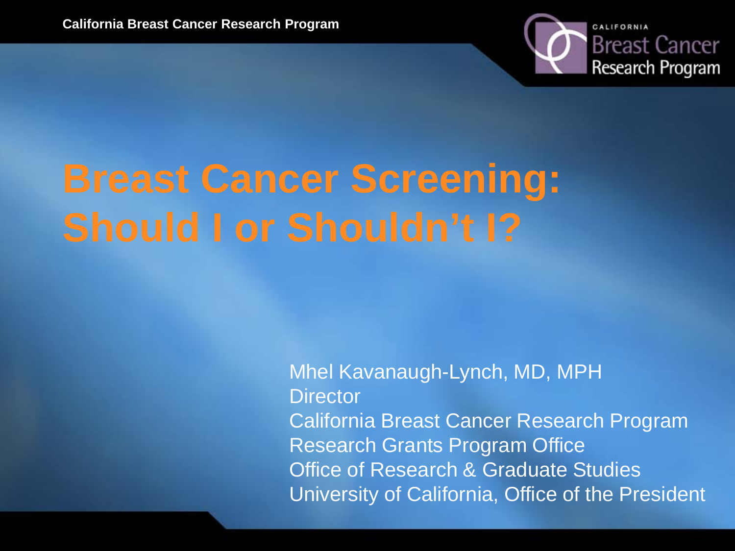# Breast Cancer Screening: Should I or Shouldn't I?

Mhel Kavanaugh-Lynch, MD, MPH
Director
California Breast Cancer Research Program
Research Grants Program Office
Office of Research & Graduate Studies
University of California, Office of the President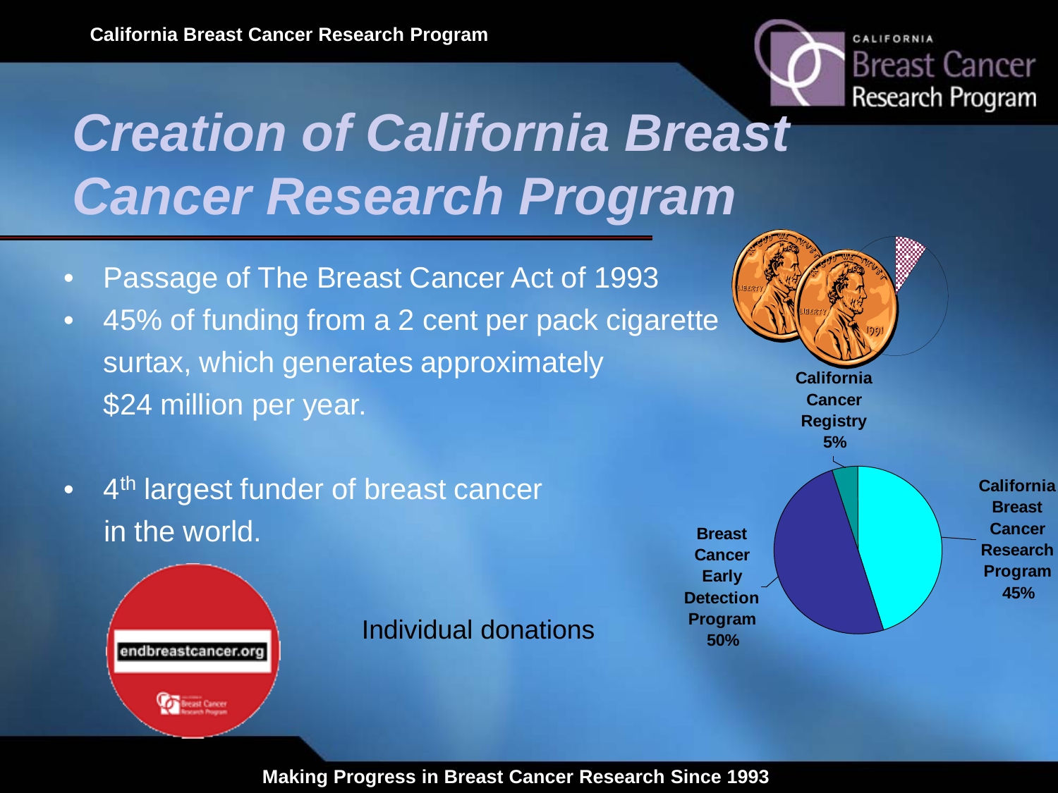# Creation of California Breast Cancer Research Program

- Passage of The Breast Cancer Act of 1993
- 45% of funding from a 2 cent per pack cigarette surtax, which generates approximately $24 million per year.
- 4th largest funder of breast cancer in the world.

endbreastcancer.org

Individual donations

California Cancer Registry 5%

California Breast Cancer Research Program 45%

Breast Cancer Early Detection Program 50%

Making Progress in Breast Cancer Research Since 1993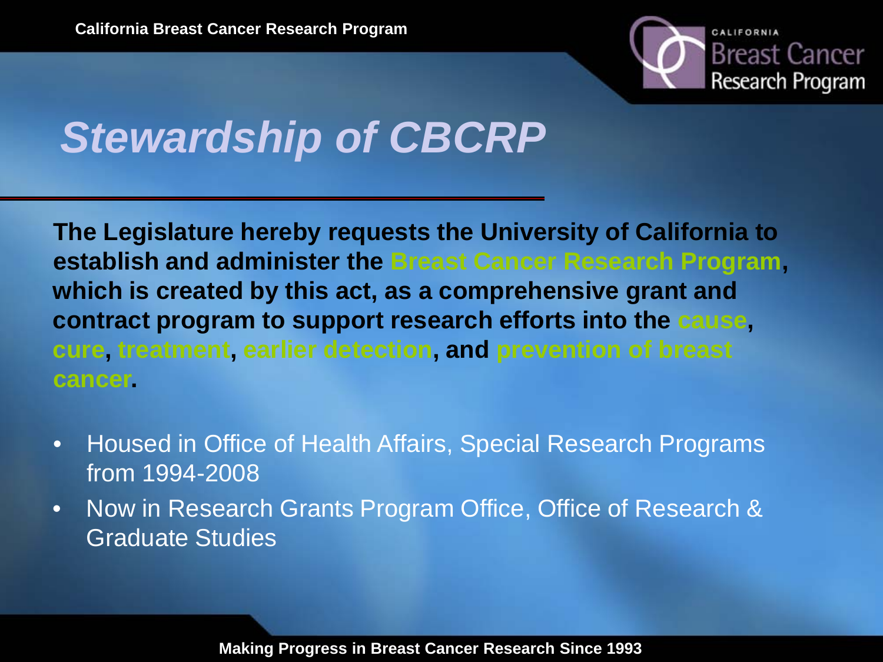# *Stewardship of CBCRP*

**The Legislature hereby requests the University of California to establish and administer the Breast Cancer Research Program, which is created by this act, as a comprehensive grant and contract program to support research efforts into the cause, cure, treatment, earlier detection, and prevention of breast cancer.**

- Housed in Office of Health Affairs, Special Research Programs from 1994-2008
- Now in Research Grants Program Office, Office of Research & Graduate Studies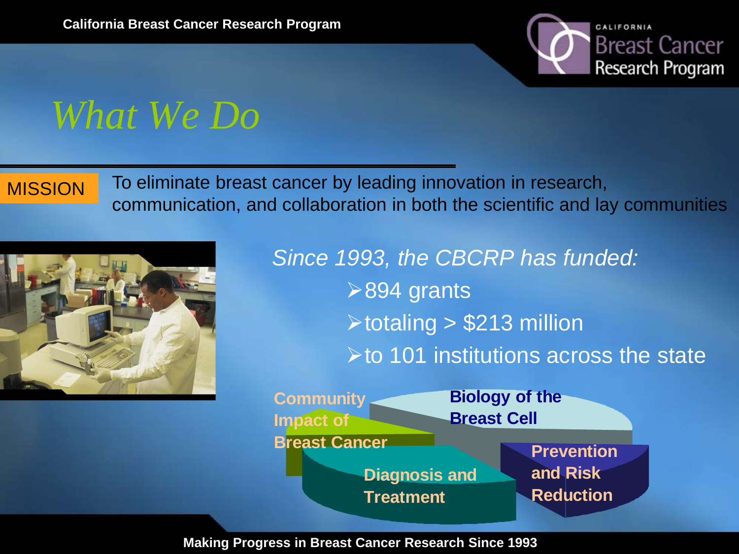# What We Do

**MISSION** To eliminate breast cancer by leading innovation in research, communication, and collaboration in both the scientific and lay communities

*Since 1993, the CBCRP has funded:*

- 894 grants
- totaling > $213 million
- to 101 institutions across the state

Community Impact of Breast Cancer

Biology of the Breast Cell

Diagnosis and Treatment

Prevention and Risk Reduction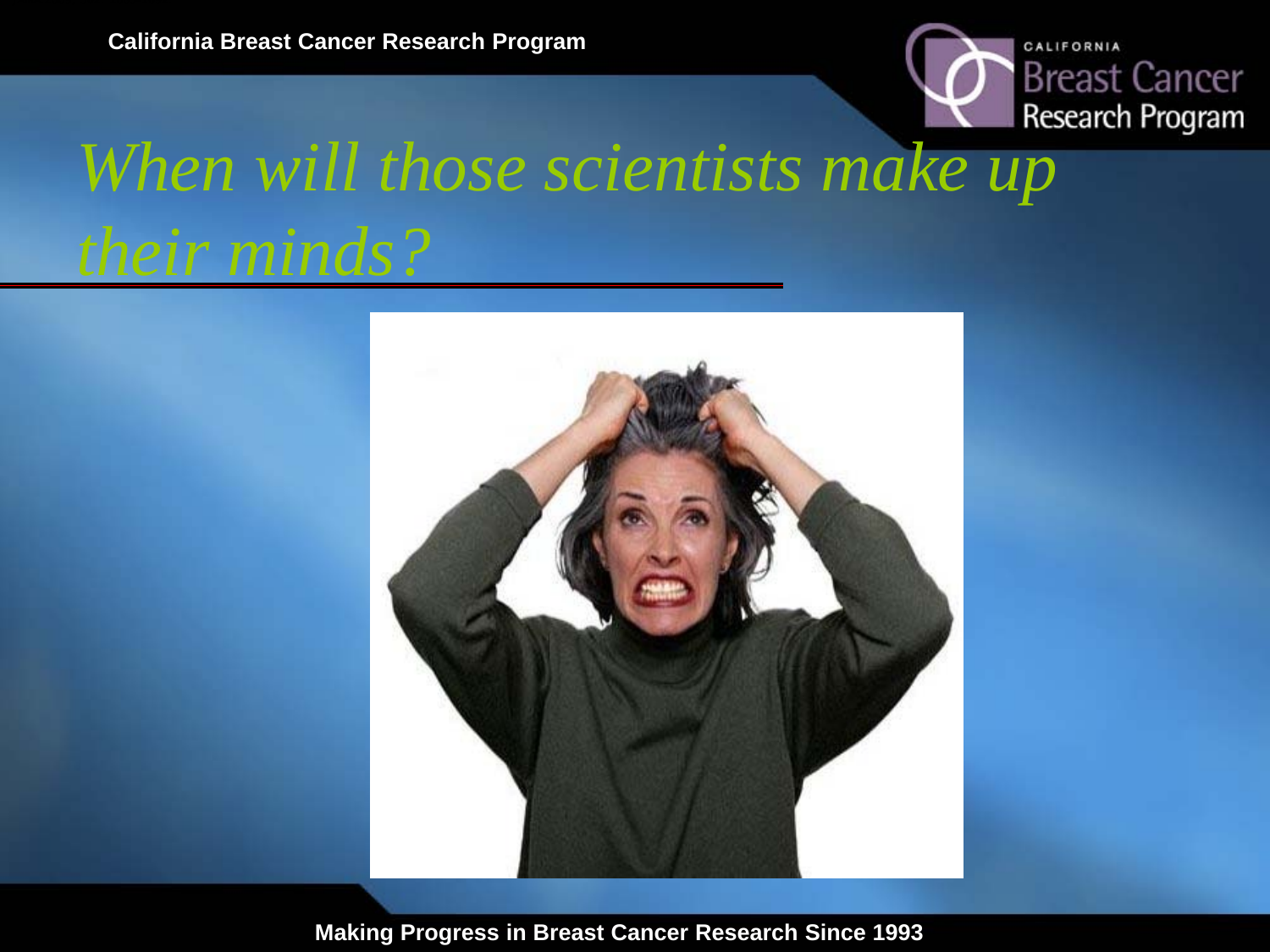# *When will those scientists make up their minds?*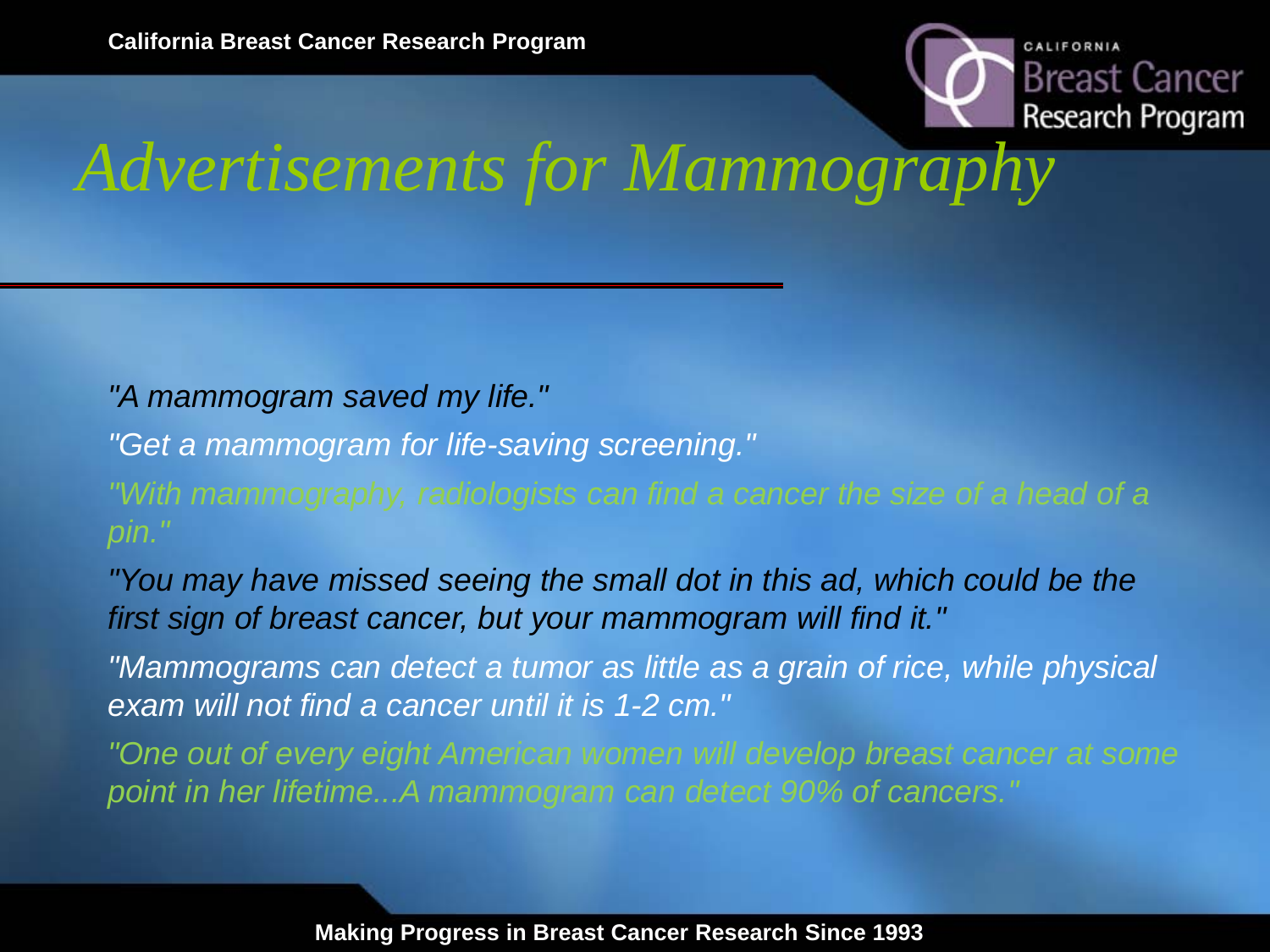# *Advertisements for Mammography*

*"A mammogram saved my life."*

*"Get a mammogram for life-saving screening."*

*"With mammography, radiologists can find a cancer the size of a head of a pin."*

*"You may have missed seeing the small dot in this ad, which could be the first sign of breast cancer, but your mammogram will find it."*

*"Mammograms can detect a tumor as little as a grain of rice, while physical exam will not find a cancer until it is 1-2 cm."*

*"One out of every eight American women will develop breast cancer at some point in her lifetime...A mammogram can detect 90% of cancers."*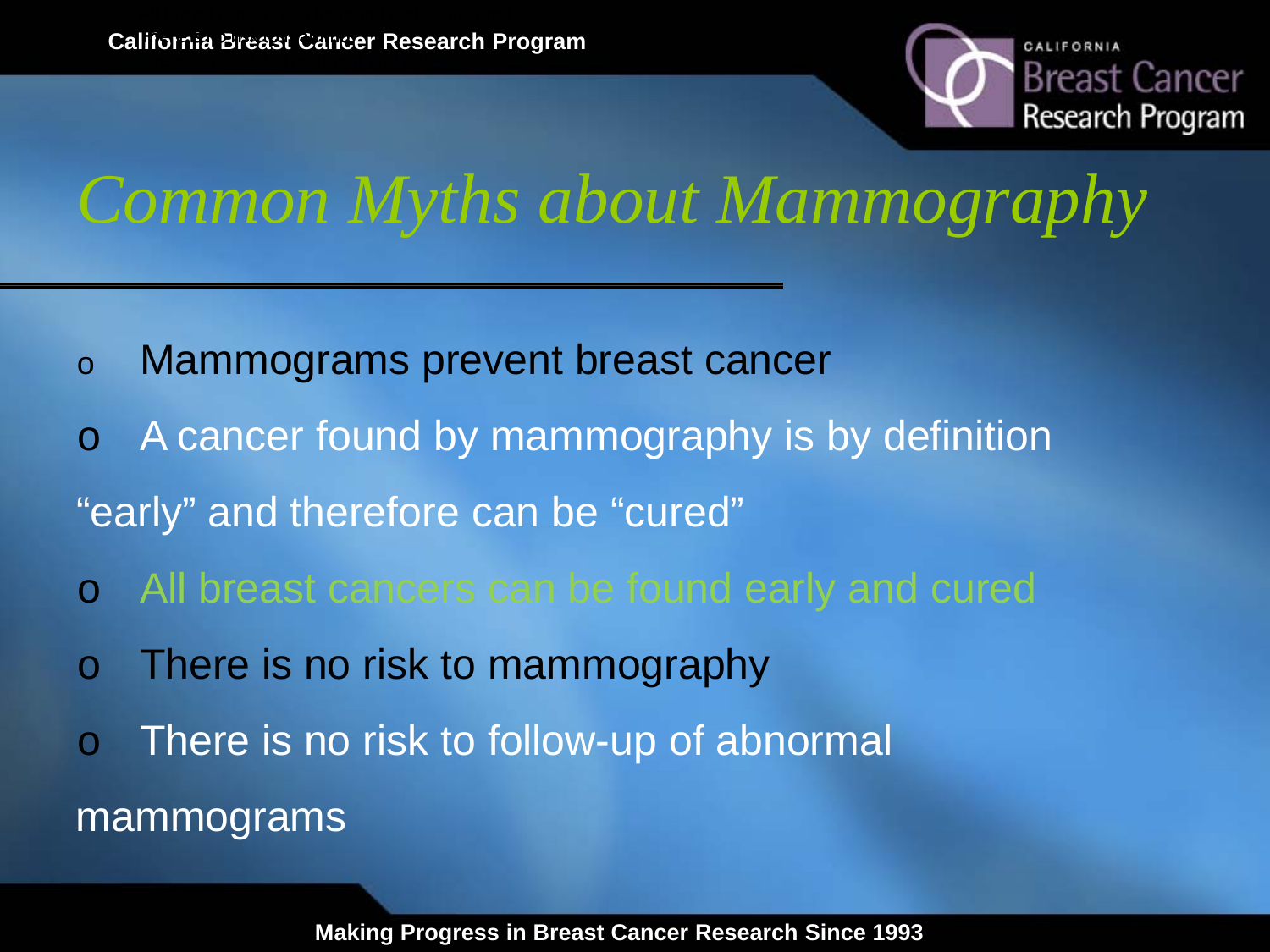# Common Myths about Mammography

- Mammograms prevent breast cancer
- A cancer found by mammography is by definition "early" and therefore can be "cured"
- All breast cancers can be found early and cured
- There is no risk to mammography
- There is no risk to follow-up of abnormal mammograms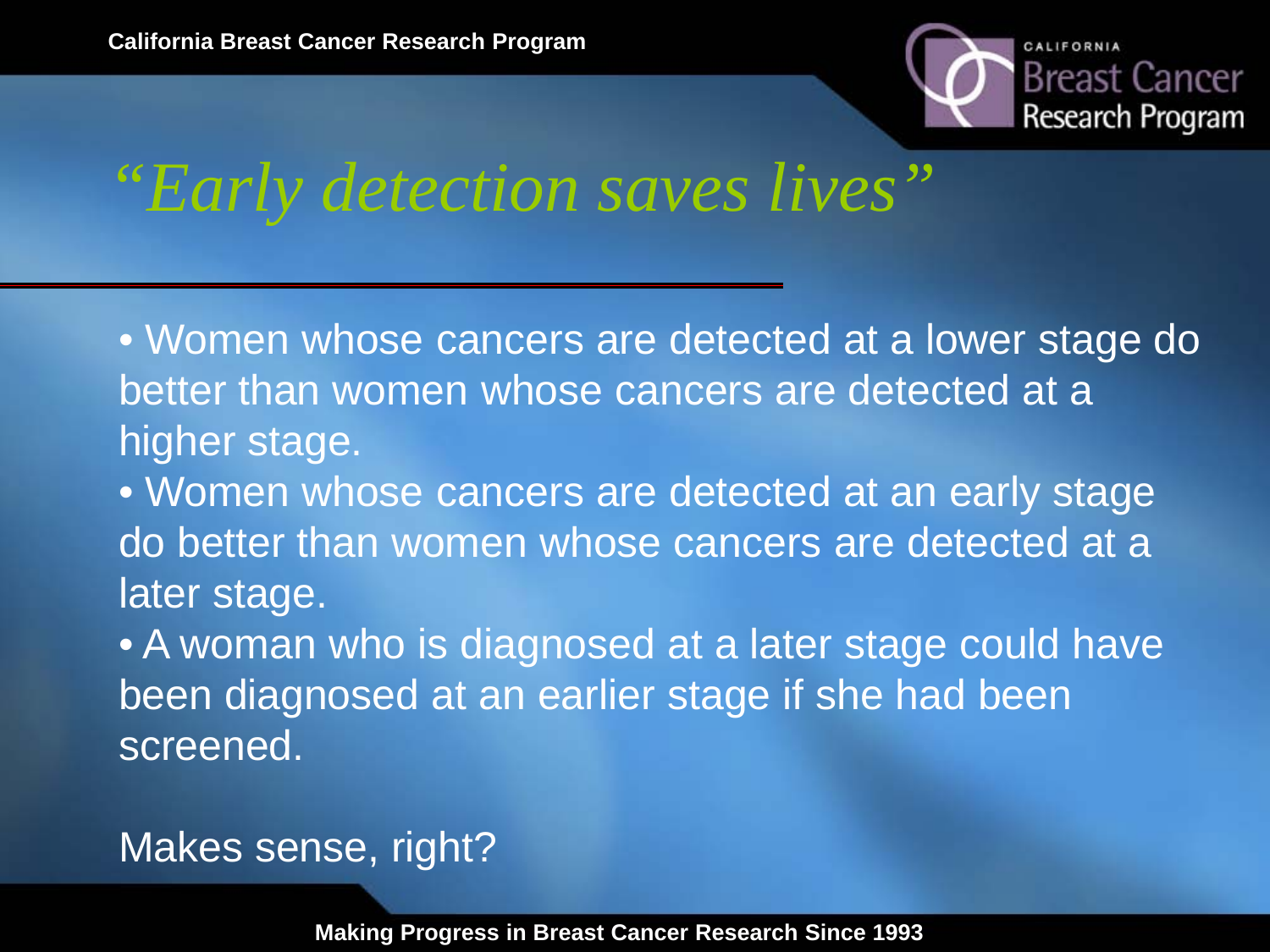# *"Early detection saves lives"*

- Women whose cancers are detected at a lower stage do better than women whose cancers are detected at a higher stage.
- Women whose cancers are detected at an early stage do better than women whose cancers are detected at a later stage.
- A woman who is diagnosed at a later stage could have been diagnosed at an earlier stage if she had been screened.

Makes sense, right?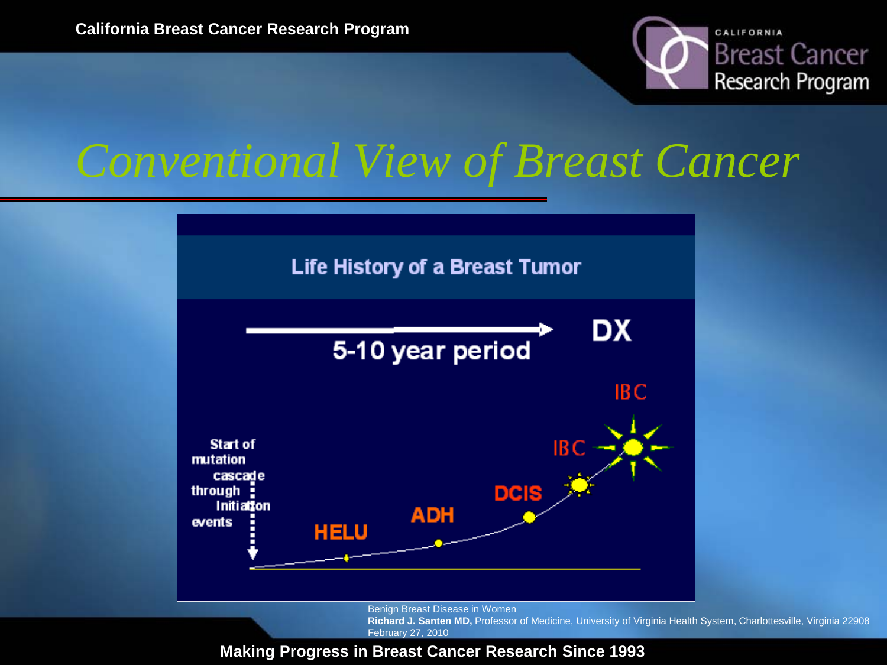# Conventional View of Breast Cancer

## Life History of a Breast Tumor

5-10 year period → DX

Start of mutation cascade through Initiation events

HELU → ADH → DCIS → IBC → IBC

Benign Breast Disease in Women
**Richard J. Santen MD,** Professor of Medicine, University of Virginia Health System, Charlottesville, Virginia 22908
February 27, 2010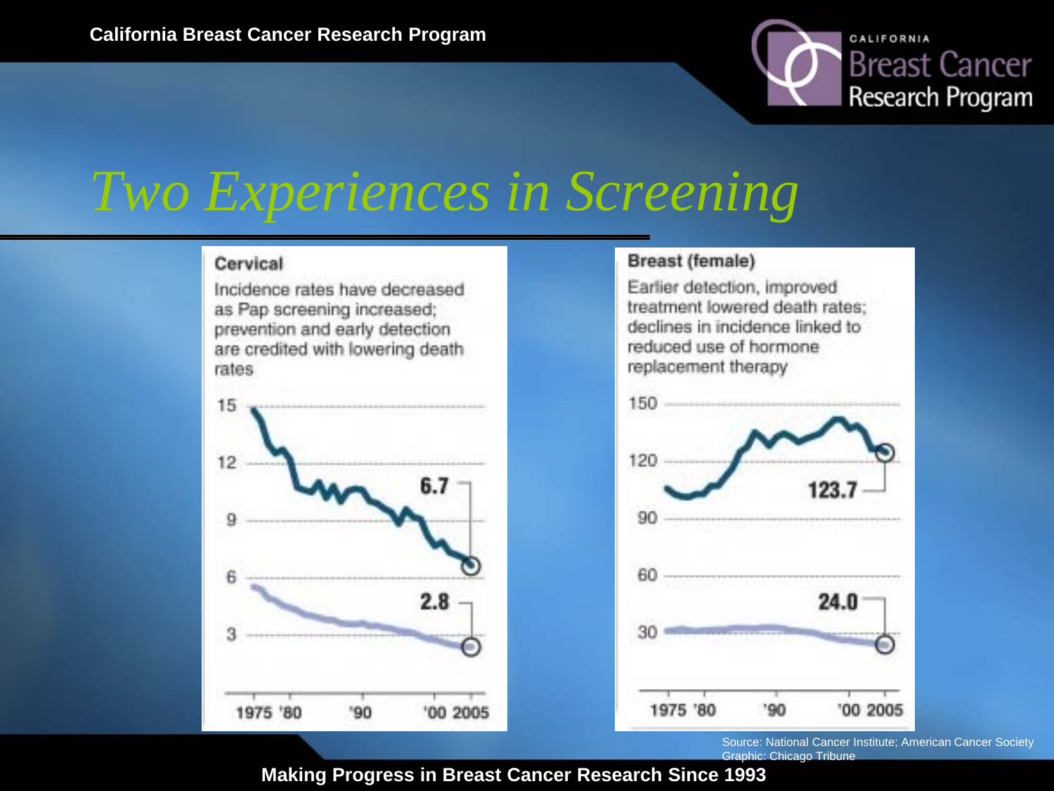# Two Experiences in Screening

### Cervical

Incidence rates have decreased as Pap screening increased; prevention and early detection are credited with lowering death rates

15
12
9
6
3

6.7

2.8

1975 '80 '90 '00 2005

### Breast (female)

Earlier detection, improved treatment lowered death rates; declines in incidence linked to reduced use of hormone replacement therapy

150
120
90
60
30

123.7

24.0

1975 '80 '90 '00 2005

Source: National Cancer Institute; American Cancer Society
Graphic: Chicago Tribune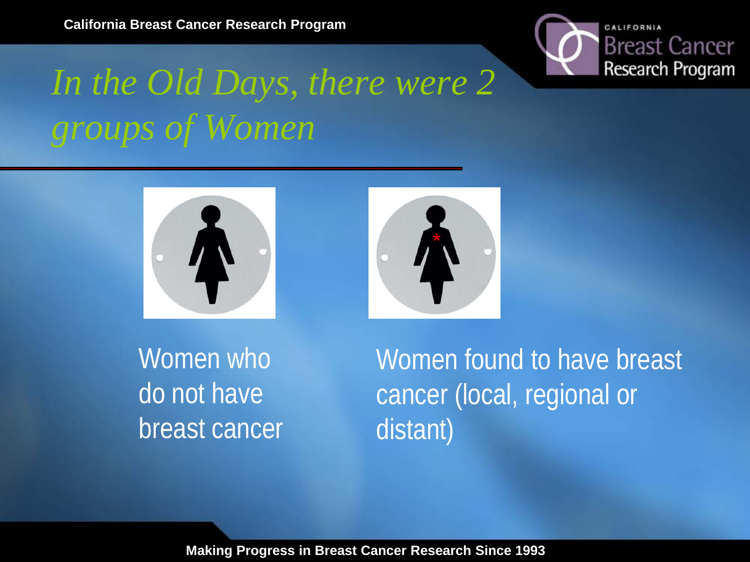# *In the Old Days, there were 2 groups of Women*

Women who do not have breast cancer

Women found to have breast cancer (local, regional or distant)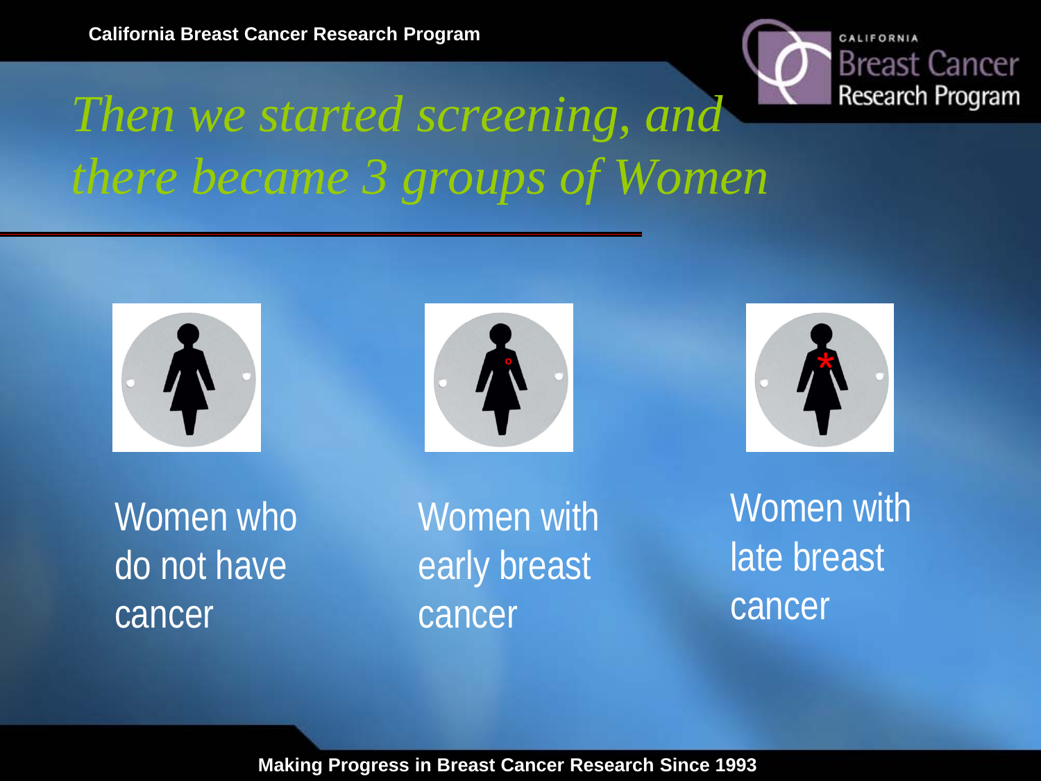# Then we started screening, and there became 3 groups of Women

Women who do not have cancer

Women with early breast cancer

Women with late breast cancer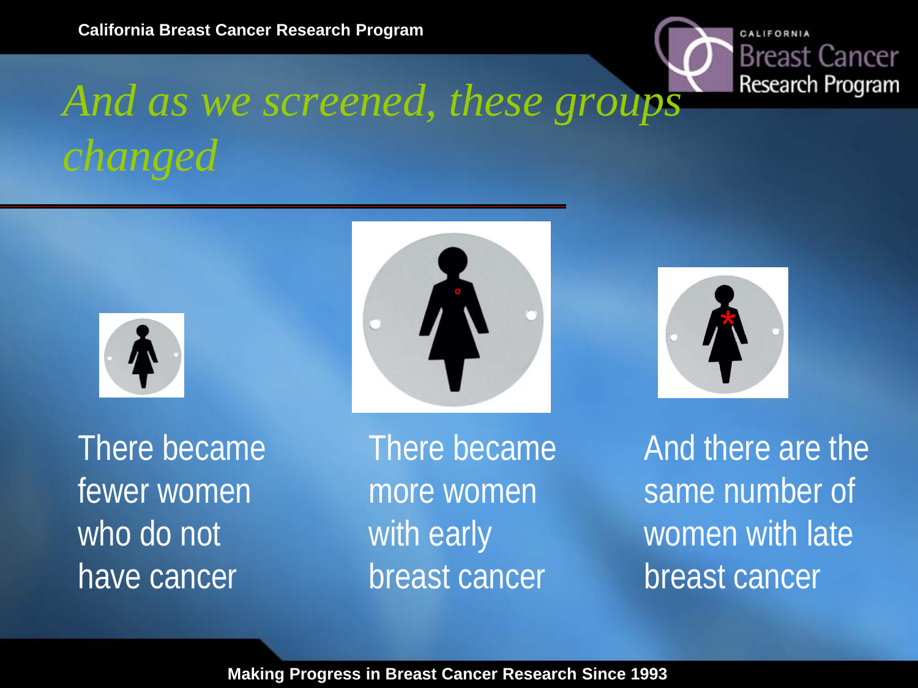# *And as we screened, these groups changed*

There became fewer women who do not have cancer

There became more women with early breast cancer

And there are the same number of women with late breast cancer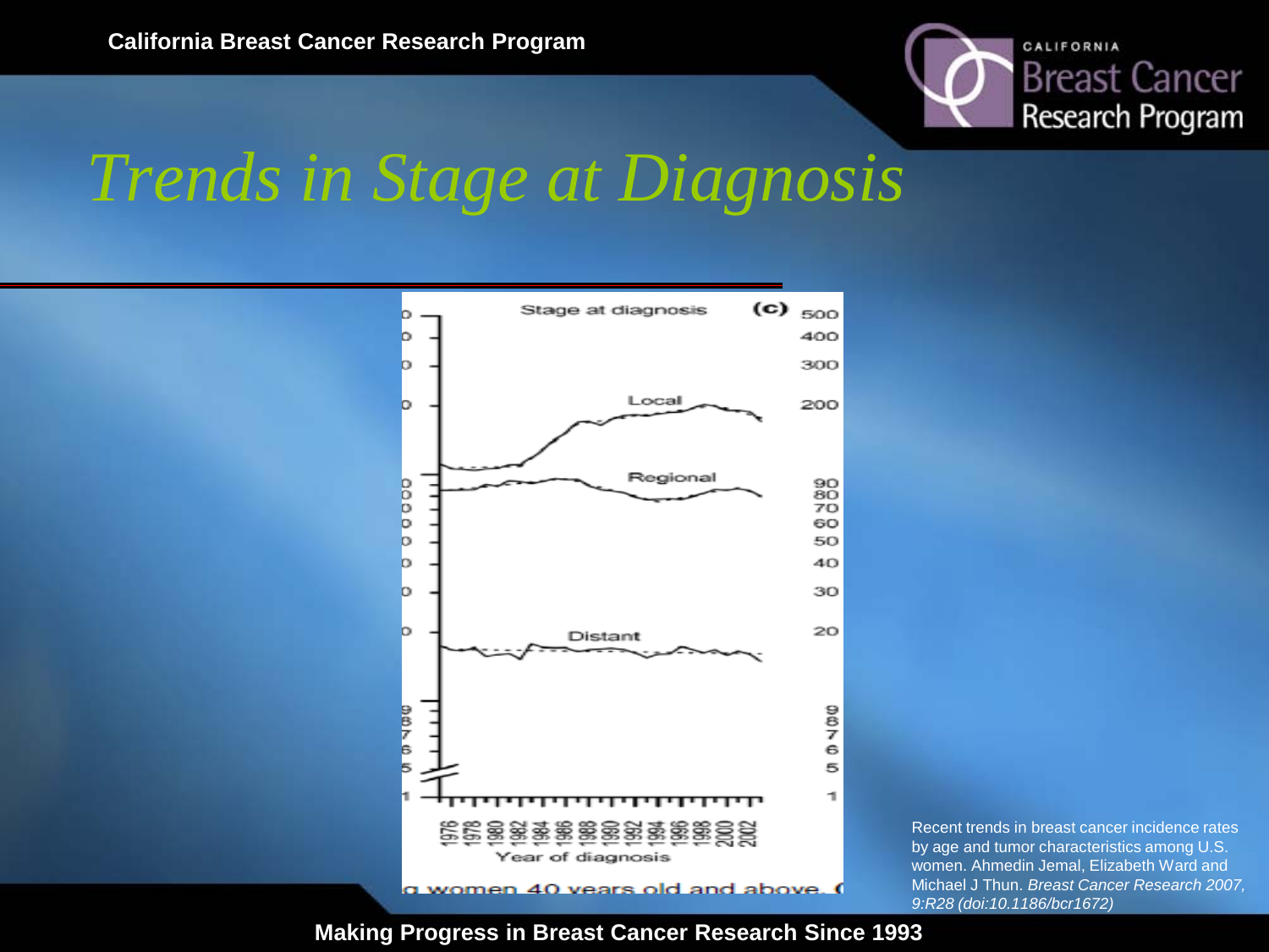# Trends in Stage at Diagnosis

Stage at diagnosis (c)

Local

Regional

Distant

Year of diagnosis

women 40 years old and above.

Recent trends in breast cancer incidence rates by age and tumor characteristics among U.S. women. Ahmedin Jemal, Elizabeth Ward and Michael J Thun. *Breast Cancer Research 2007, 9:R28 (doi:10.1186/bcr1672)*

**Making Progress in Breast Cancer Research Since 1993**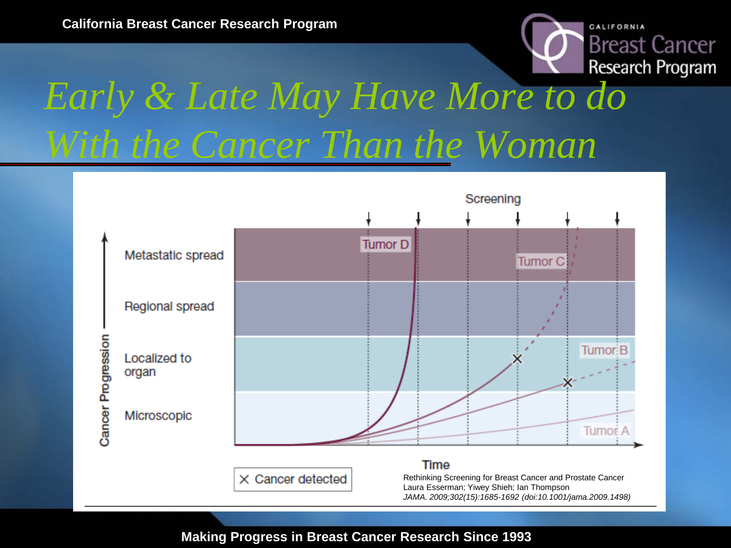# Early & Late May Have More to do With the Cancer Than the Woman

Screening

Metastatic spread

Regional spread

Localized to organ

Microscopic

Cancer Progression

Tumor D

Tumor C

Tumor B

Tumor A

Time

× Cancer detected

Rethinking Screening for Breast Cancer and Prostate Cancer
Laura Esserman; Yiwey Shieh; Ian Thompson
*JAMA. 2009;302(15):1685-1692 (doi:10.1001/jama.2009.1498)*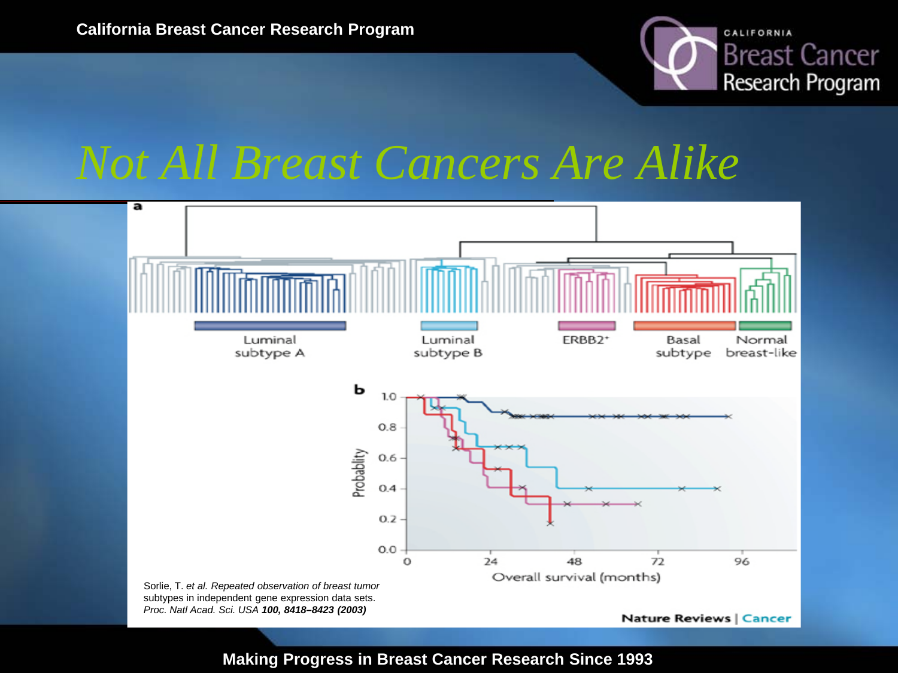# Not All Breast Cancers Are Alike

**a**

Luminal subtype A | Luminal subtype B | ERBB2+ | Basal subtype | Normal breast-like

**b**

Probability: 1.0, 0.8, 0.6, 0.4, 0.2, 0.0

Overall survival (months): 0, 24, 48, 72, 96

Sorlie, T. *et al. Repeated observation of breast tumor subtypes in independent gene expression data sets. Proc. Natl Acad. Sci. USA* ***100, 8418–8423 (2003)***

Nature Reviews | Cancer

**Making Progress in Breast Cancer Research Since 1993**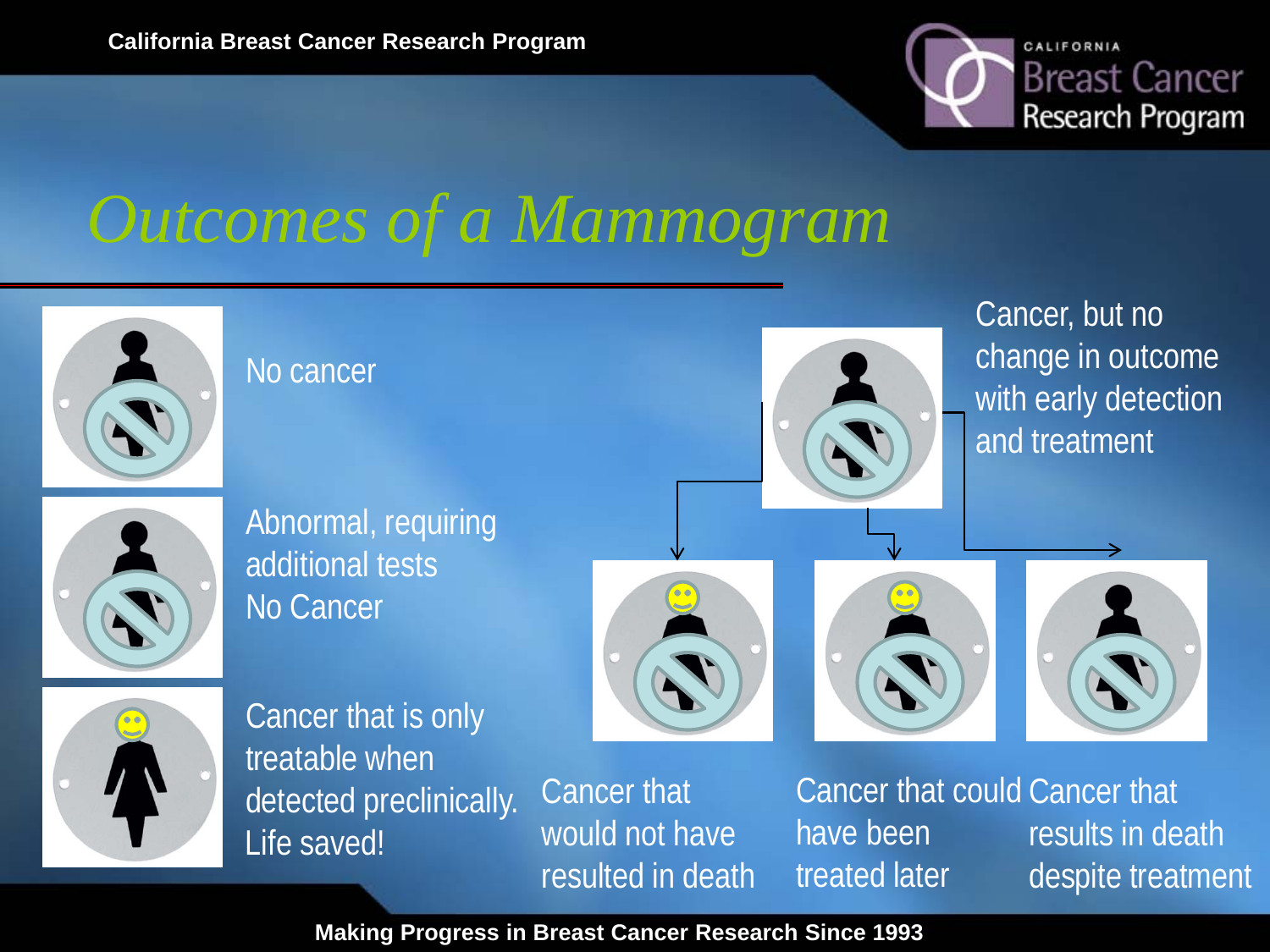# Outcomes of a Mammogram

No cancer

Abnormal, requiring additional tests
No Cancer

Cancer that is only treatable when detected preclinically.
Life saved!

Cancer, but no change in outcome with early detection and treatment

Cancer that would not have resulted in death

Cancer that could have been treated later

Cancer that results in death despite treatment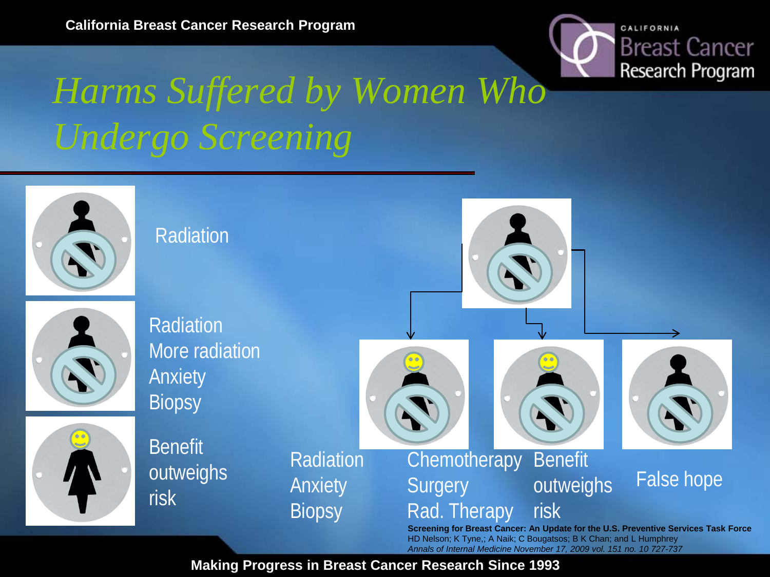# Harms Suffered by Women Who Undergo Screening

Radiation

Radiation
More radiation
Anxiety
Biopsy

Benefit outweighs risk

Radiation
Anxiety
Biopsy

Chemotherapy
Surgery
Rad. Therapy

Benefit outweighs risk

False hope

**Screening for Breast Cancer: An Update for the U.S. Preventive Services Task Force**
HD Nelson; K Tyne,; A Naik; C Bougatsos; B K Chan; and L Humphrey
*Annals of Internal Medicine November 17, 2009 vol. 151 no. 10 727-737*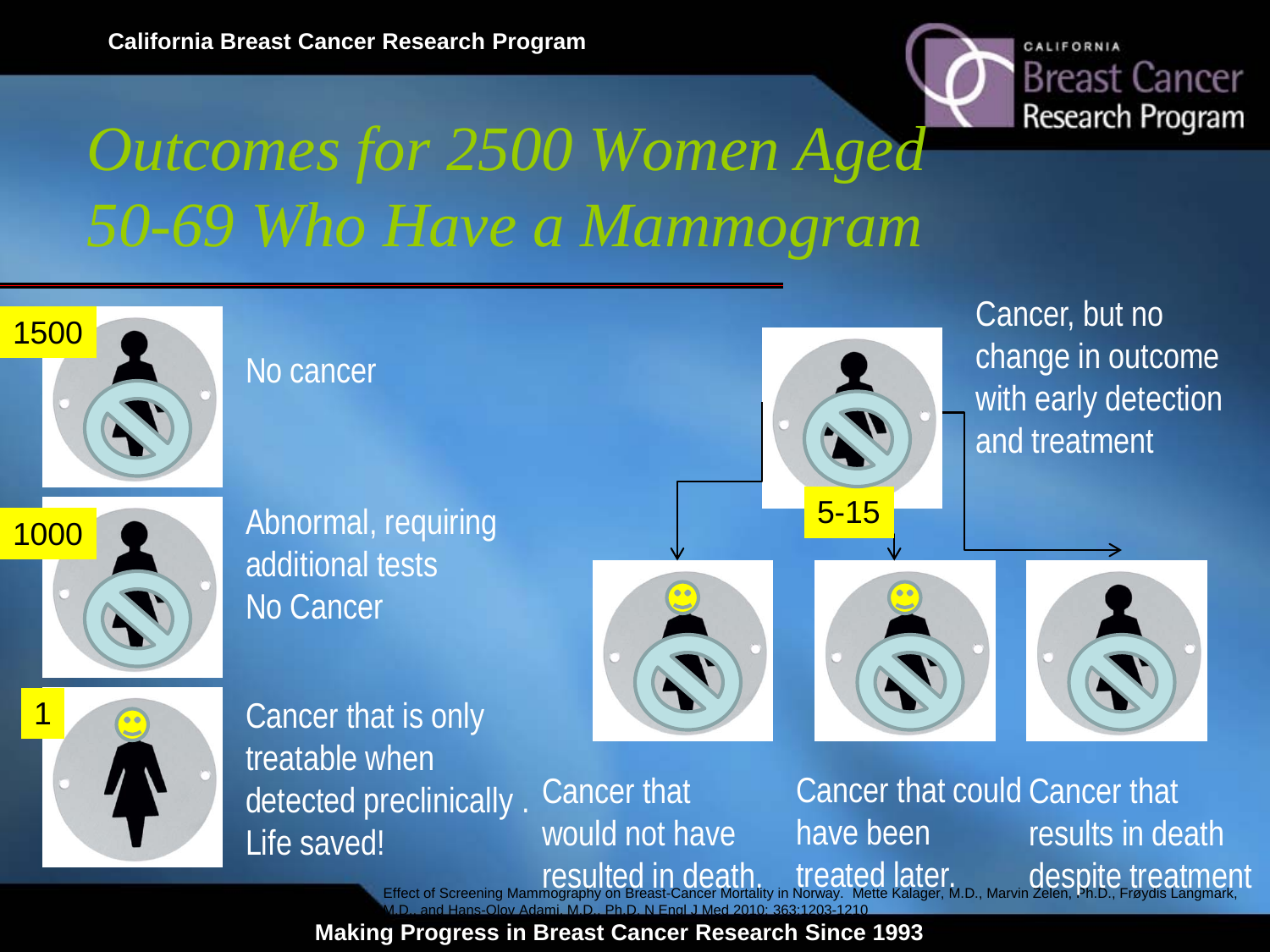# *Outcomes for 2500 Women Aged 50-69 Who Have a Mammogram*

**1500** — No cancer

**1000** — Abnormal, requiring additional tests  
No Cancer

**1** — Cancer that is only treatable when detected preclinically. Life saved!

**5-15** — Cancer, but no change in outcome with early detection and treatment

- Cancer that would not have resulted in death.
- Cancer that could have been treated later.
- Cancer that results in death despite treatment

Effect of Screening Mammography on Breast-Cancer Mortality in Norway. Mette Kalager, M.D., Marvin Zelen, Ph.D., Frøydis Langmark, M.D., and Hans-Olov Adami, M.D., Ph.D. N Engl J Med 2010; 363:1203-1210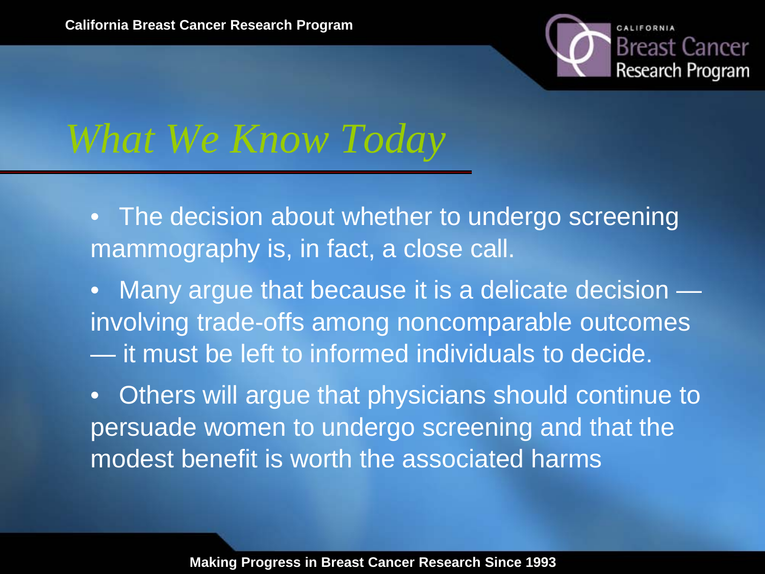# *What We Know Today*

- The decision about whether to undergo screening mammography is, in fact, a close call.
- Many argue that because it is a delicate decision — involving trade-offs among noncomparable outcomes — it must be left to informed individuals to decide.
- Others will argue that physicians should continue to persuade women to undergo screening and that the modest benefit is worth the associated harms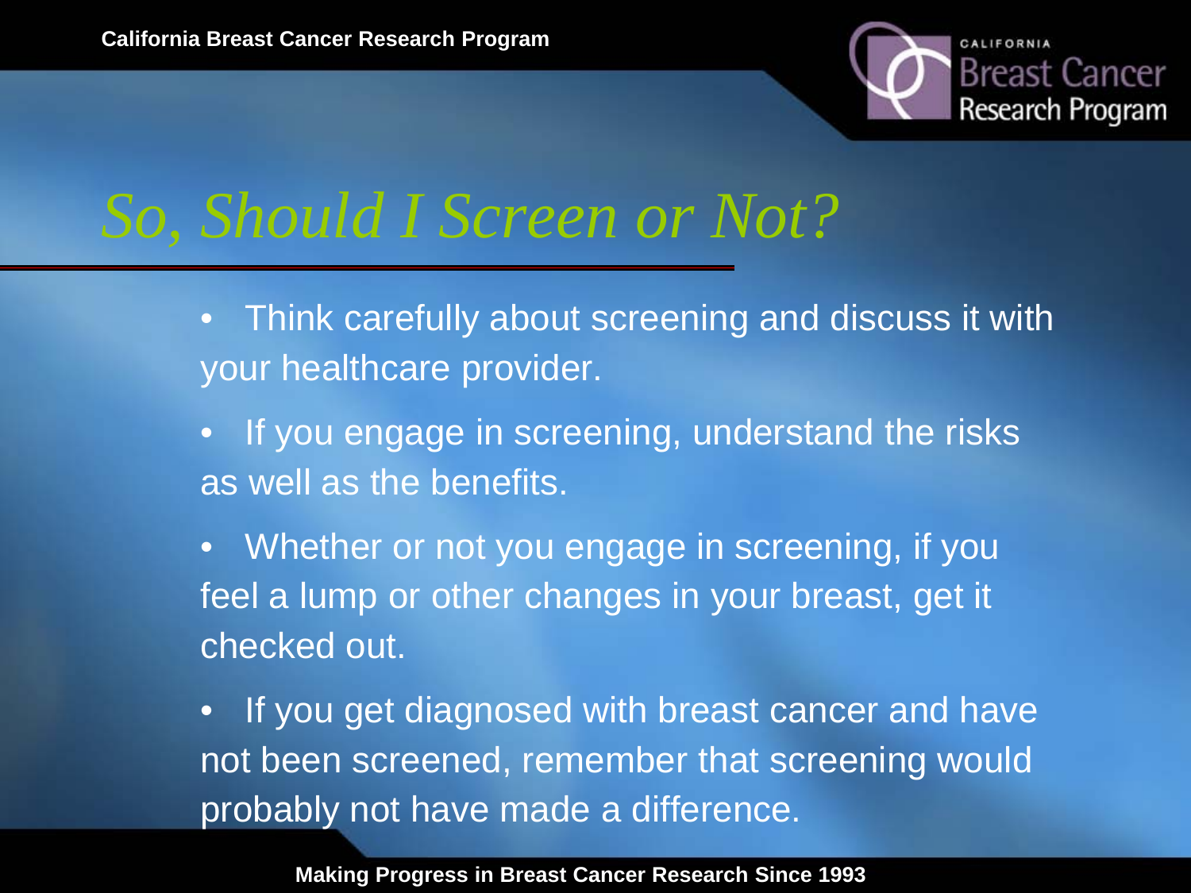# *So, Should I Screen or Not?*

- Think carefully about screening and discuss it with your healthcare provider.
- If you engage in screening, understand the risks as well as the benefits.
- Whether or not you engage in screening, if you feel a lump or other changes in your breast, get it checked out.
- If you get diagnosed with breast cancer and have not been screened, remember that screening would probably not have made a difference.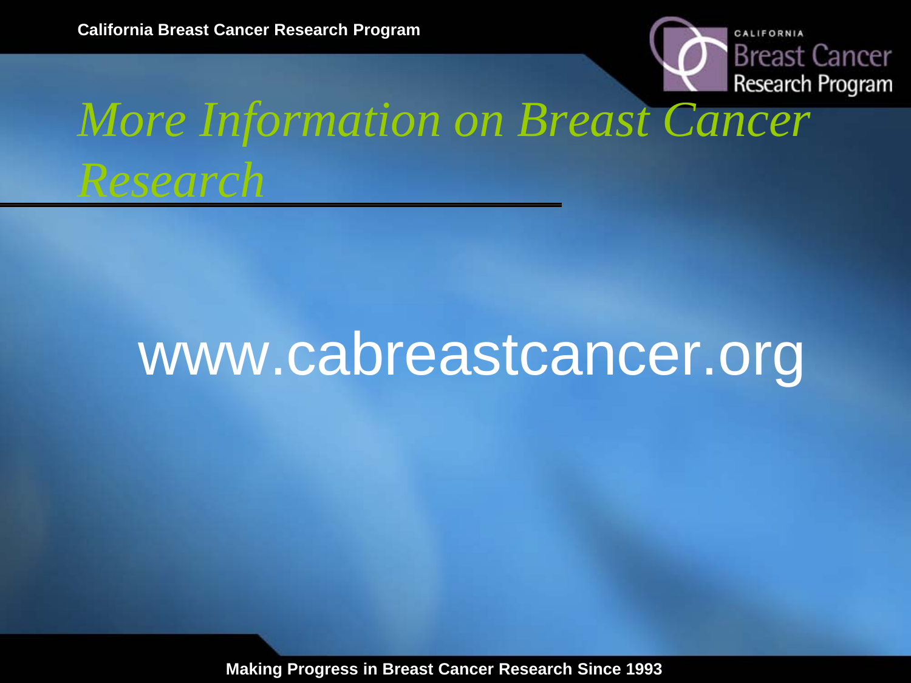# *More Information on Breast Cancer Research*

www.cabreastcancer.org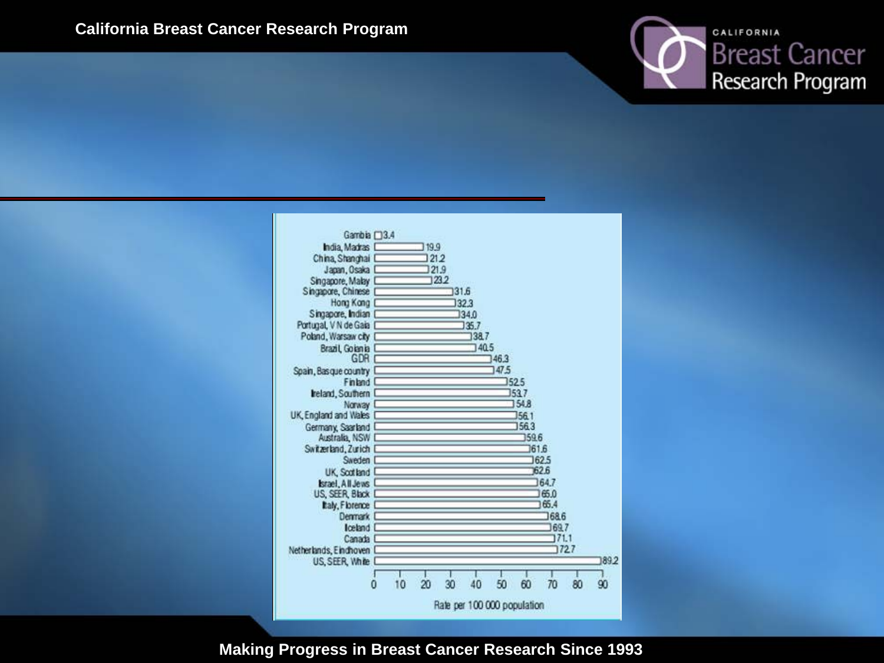| Location | Rate per 100 000 population |
|---|---|
| Gambia | 3.4 |
| India, Madras | 19.9 |
| China, Shanghai | 21.2 |
| Japan, Osaka | 21.9 |
| Singapore, Malay | 23.2 |
| Singapore, Chinese | 31.6 |
| Hong Kong | 32.3 |
| Singapore, Indian | 34.0 |
| Portugal, V N de Gaia | 35.7 |
| Poland, Warsaw city | 38.7 |
| Brazil, Goiania | 40.5 |
| GDR | 46.3 |
| Spain, Basque country | 47.5 |
| Finland | 52.5 |
| Ireland, Southern | 53.7 |
| Norway | 54.8 |
| UK, England and Wales | 56.1 |
| Germany, Saarland | 56.3 |
| Australia, NSW | 59.6 |
| Switzerland, Zurich | 61.6 |
| Sweden | 62.5 |
| UK, Scotland | 62.6 |
| Israel, All Jews | 64.7 |
| US, SEER, Black | 65.0 |
| Italy, Florence | 65.4 |
| Denmark | 68.6 |
| Iceland | 69.7 |
| Canada | 71.1 |
| Netherlands, Eindhoven | 72.7 |
| US, SEER, White | 89.2 |

Rate per 100 000 population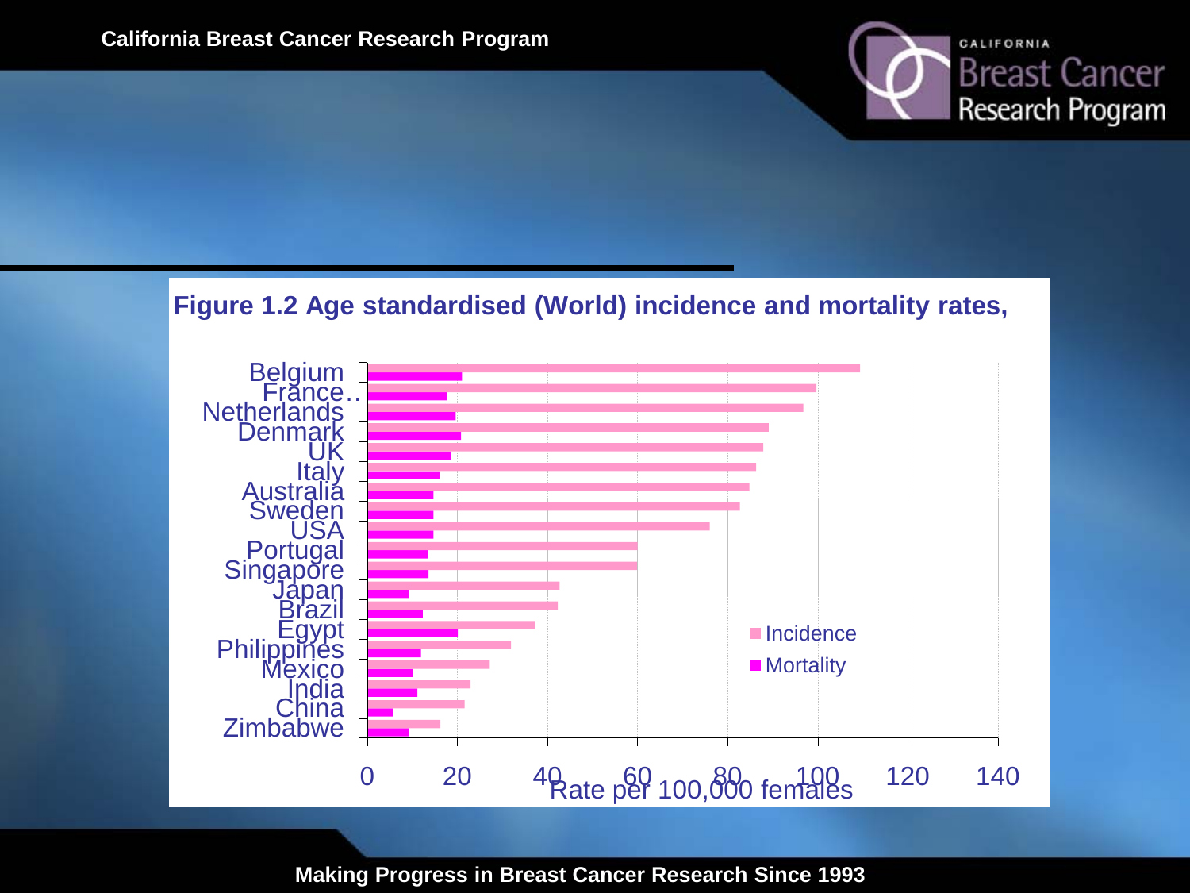# Figure 1.2 Age standardised (World) incidence and mortality rates,

Belgium
France..
Netherlands
Denmark
UK
Italy
Australia
Sweden
USA
Portugal
Singapore
Japan
Brazil
Egypt
Philippines
Mexico
India
China
Zimbabwe

Incidence
Mortality

0 20 40 60 80 100 120 140

Rate per 100,000 females

**Making Progress in Breast Cancer Research Since 1993**